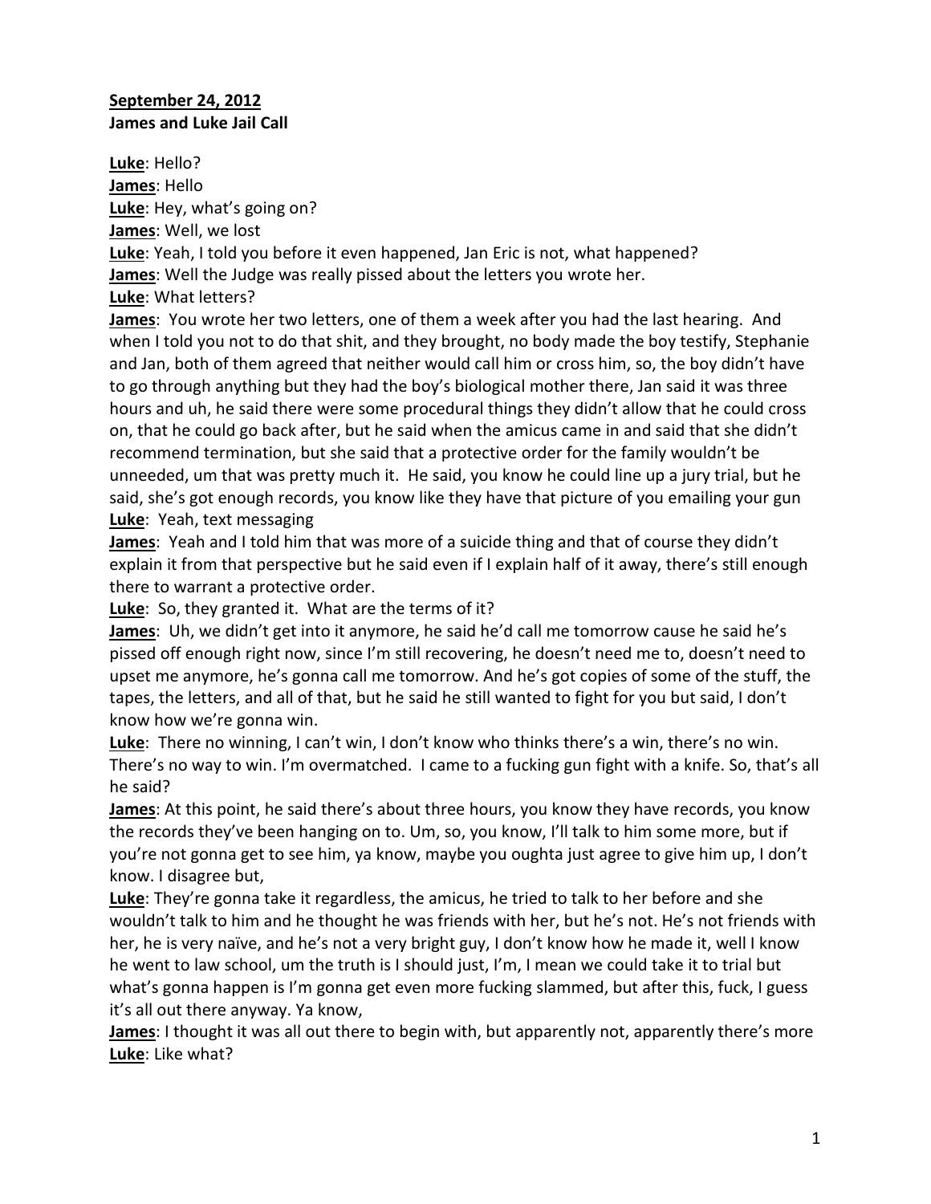**<u>September 24, 2012</u>**
**James and Luke Jail Call**

**<u>Luke</u>**: Hello?
**<u>James</u>**: Hello
**<u>Luke</u>**: Hey, what's going on?
**<u>James</u>**: Well, we lost
**<u>Luke</u>**: Yeah, I told you before it even happened, Jan Eric is not, what happened?
**<u>James</u>**: Well the Judge was really pissed about the letters you wrote her.
**<u>Luke</u>**: What letters?
**<u>James</u>**: You wrote her two letters, one of them a week after you had the last hearing. And when I told you not to do that shit, and they brought, no body made the boy testify, Stephanie and Jan, both of them agreed that neither would call him or cross him, so, the boy didn't have to go through anything but they had the boy's biological mother there, Jan said it was three hours and uh, he said there were some procedural things they didn't allow that he could cross on, that he could go back after, but he said when the amicus came in and said that she didn't recommend termination, but she said that a protective order for the family wouldn't be unneeded, um that was pretty much it. He said, you know he could line up a jury trial, but he said, she's got enough records, you know like they have that picture of you emailing your gun
**<u>Luke</u>**: Yeah, text messaging
**<u>James</u>**: Yeah and I told him that was more of a suicide thing and that of course they didn't explain it from that perspective but he said even if I explain half of it away, there's still enough there to warrant a protective order.
**<u>Luke</u>**: So, they granted it. What are the terms of it?
**<u>James</u>**: Uh, we didn't get into it anymore, he said he'd call me tomorrow cause he said he's pissed off enough right now, since I'm still recovering, he doesn't need me to, doesn't need to upset me anymore, he's gonna call me tomorrow. And he's got copies of some of the stuff, the tapes, the letters, and all of that, but he said he still wanted to fight for you but said, I don't know how we're gonna win.
**<u>Luke</u>**: There no winning, I can't win, I don't know who thinks there's a win, there's no win. There's no way to win. I'm overmatched. I came to a fucking gun fight with a knife. So, that's all he said?
**<u>James</u>**: At this point, he said there's about three hours, you know they have records, you know the records they've been hanging on to. Um, so, you know, I'll talk to him some more, but if you're not gonna get to see him, ya know, maybe you oughta just agree to give him up, I don't know. I disagree but,
**<u>Luke</u>**: They're gonna take it regardless, the amicus, he tried to talk to her before and she wouldn't talk to him and he thought he was friends with her, but he's not. He's not friends with her, he is very naïve, and he's not a very bright guy, I don't know how he made it, well I know he went to law school, um the truth is I should just, I'm, I mean we could take it to trial but what's gonna happen is I'm gonna get even more fucking slammed, but after this, fuck, I guess it's all out there anyway. Ya know,
**<u>James</u>**: I thought it was all out there to begin with, but apparently not, apparently there's more
**<u>Luke</u>**: Like what?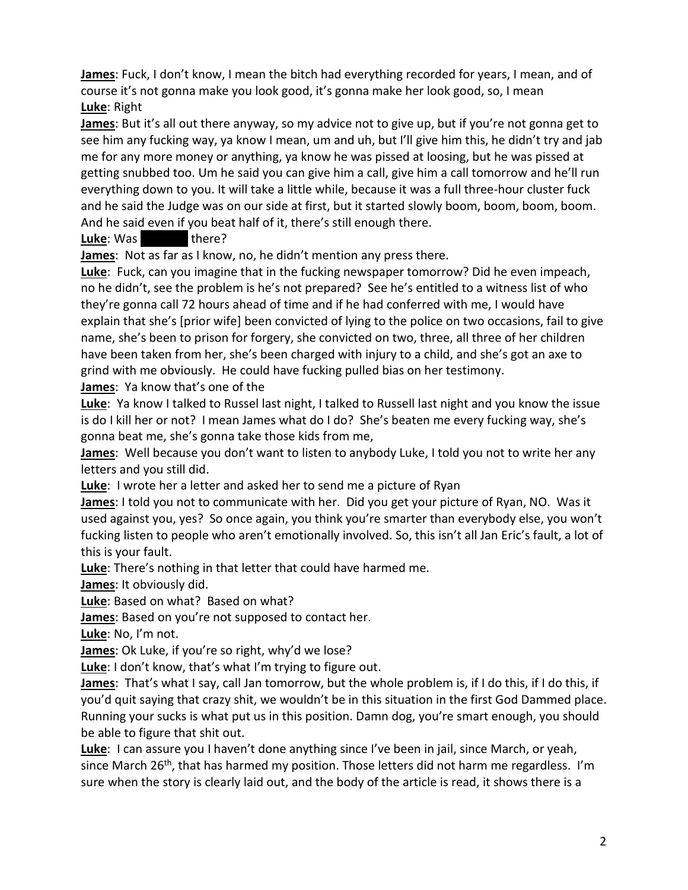**James**: Fuck, I don't know, I mean the bitch had everything recorded for years, I mean, and of course it's not gonna make you look good, it's gonna make her look good, so, I mean

**Luke**: Right

**James**: But it's all out there anyway, so my advice not to give up, but if you're not gonna get to see him any fucking way, ya know I mean, um and uh, but I'll give him this, he didn't try and jab me for any more money or anything, ya know he was pissed at loosing, but he was pissed at getting snubbed too. Um he said you can give him a call, give him a call tomorrow and he'll run everything down to you. It will take a little while, because it was a full three-hour cluster fuck and he said the Judge was on our side at first, but it started slowly boom, boom, boom, boom. And he said even if you beat half of it, there's still enough there.

**Luke**: Was ██████ there?

**James**: Not as far as I know, no, he didn't mention any press there.

**Luke**: Fuck, can you imagine that in the fucking newspaper tomorrow? Did he even impeach, no he didn't, see the problem is he's not prepared? See he's entitled to a witness list of who they're gonna call 72 hours ahead of time and if he had conferred with me, I would have explain that she's [prior wife] been convicted of lying to the police on two occasions, fail to give name, she's been to prison for forgery, she convicted on two, three, all three of her children have been taken from her, she's been charged with injury to a child, and she's got an axe to grind with me obviously. He could have fucking pulled bias on her testimony.

**James**: Ya know that's one of the

**Luke**: Ya know I talked to Russel last night, I talked to Russell last night and you know the issue is do I kill her or not? I mean James what do I do? She's beaten me every fucking way, she's gonna beat me, she's gonna take those kids from me,

**James**: Well because you don't want to listen to anybody Luke, I told you not to write her any letters and you still did.

**Luke**: I wrote her a letter and asked her to send me a picture of Ryan

**James**: I told you not to communicate with her. Did you get your picture of Ryan, NO. Was it used against you, yes? So once again, you think you're smarter than everybody else, you won't fucking listen to people who aren't emotionally involved. So, this isn't all Jan Eric's fault, a lot of this is your fault.

**Luke**: There's nothing in that letter that could have harmed me.

**James**: It obviously did.

**Luke**: Based on what? Based on what?

**James**: Based on you're not supposed to contact her.

**Luke**: No, I'm not.

**James**: Ok Luke, if you're so right, why'd we lose?

**Luke**: I don't know, that's what I'm trying to figure out.

**James**: That's what I say, call Jan tomorrow, but the whole problem is, if I do this, if I do this, if you'd quit saying that crazy shit, we wouldn't be in this situation in the first God Dammed place. Running your sucks is what put us in this position. Damn dog, you're smart enough, you should be able to figure that shit out.

**Luke**: I can assure you I haven't done anything since I've been in jail, since March, or yeah, since March 26th, that has harmed my position. Those letters did not harm me regardless. I'm sure when the story is clearly laid out, and the body of the article is read, it shows there is a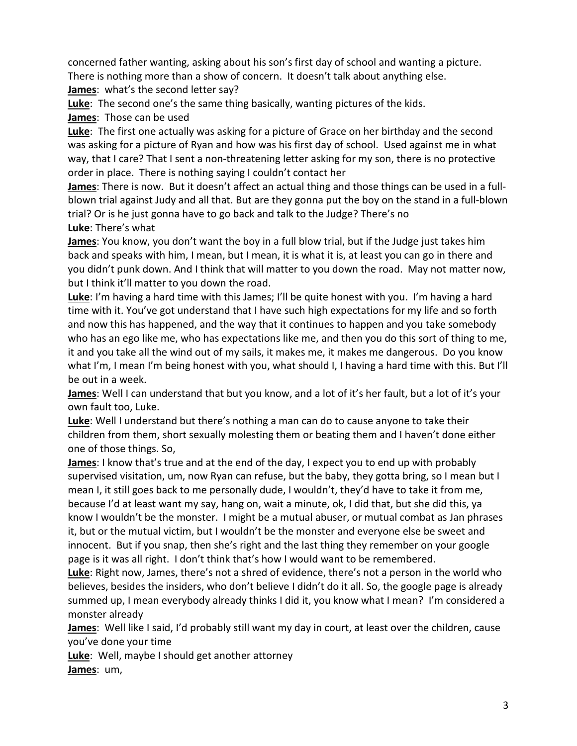concerned father wanting, asking about his son's first day of school and wanting a picture. There is nothing more than a show of concern. It doesn't talk about anything else.

**James**: what's the second letter say?

**Luke**: The second one's the same thing basically, wanting pictures of the kids.

**James**: Those can be used

**Luke**: The first one actually was asking for a picture of Grace on her birthday and the second was asking for a picture of Ryan and how was his first day of school. Used against me in what way, that I care? That I sent a non-threatening letter asking for my son, there is no protective order in place. There is nothing saying I couldn't contact her

**James**: There is now. But it doesn't affect an actual thing and those things can be used in a full-blown trial against Judy and all that. But are they gonna put the boy on the stand in a full-blown trial? Or is he just gonna have to go back and talk to the Judge? There's no

**Luke**: There's what

**James**: You know, you don't want the boy in a full blow trial, but if the Judge just takes him back and speaks with him, I mean, but I mean, it is what it is, at least you can go in there and you didn't punk down. And I think that will matter to you down the road. May not matter now, but I think it'll matter to you down the road.

**Luke**: I'm having a hard time with this James; I'll be quite honest with you. I'm having a hard time with it. You've got understand that I have such high expectations for my life and so forth and now this has happened, and the way that it continues to happen and you take somebody who has an ego like me, who has expectations like me, and then you do this sort of thing to me, it and you take all the wind out of my sails, it makes me, it makes me dangerous. Do you know what I'm, I mean I'm being honest with you, what should I, I having a hard time with this. But I'll be out in a week.

**James**: Well I can understand that but you know, and a lot of it's her fault, but a lot of it's your own fault too, Luke.

**Luke**: Well I understand but there's nothing a man can do to cause anyone to take their children from them, short sexually molesting them or beating them and I haven't done either one of those things. So,

**James**: I know that's true and at the end of the day, I expect you to end up with probably supervised visitation, um, now Ryan can refuse, but the baby, they gotta bring, so I mean but I mean I, it still goes back to me personally dude, I wouldn't, they'd have to take it from me, because I'd at least want my say, hang on, wait a minute, ok, I did that, but she did this, ya know I wouldn't be the monster. I might be a mutual abuser, or mutual combat as Jan phrases it, but or the mutual victim, but I wouldn't be the monster and everyone else be sweet and innocent. But if you snap, then she's right and the last thing they remember on your google page is it was all right. I don't think that's how I would want to be remembered.

**Luke**: Right now, James, there's not a shred of evidence, there's not a person in the world who believes, besides the insiders, who don't believe I didn't do it all. So, the google page is already summed up, I mean everybody already thinks I did it, you know what I mean? I'm considered a monster already

**James**: Well like I said, I'd probably still want my day in court, at least over the children, cause you've done your time

**Luke**: Well, maybe I should get another attorney

**James**: um,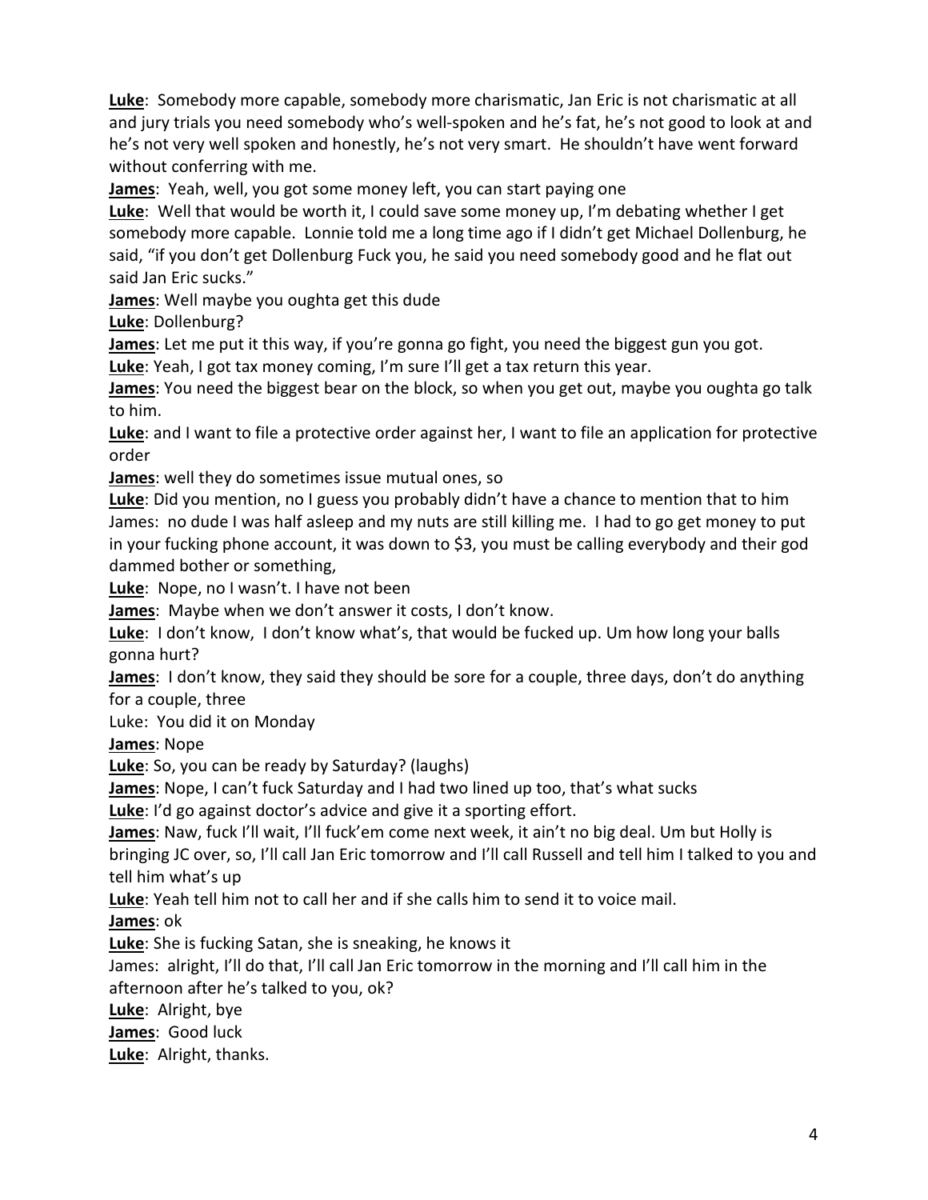**Luke**: Somebody more capable, somebody more charismatic, Jan Eric is not charismatic at all and jury trials you need somebody who's well-spoken and he's fat, he's not good to look at and he's not very well spoken and honestly, he's not very smart. He shouldn't have went forward without conferring with me.

**James**: Yeah, well, you got some money left, you can start paying one

**Luke**: Well that would be worth it, I could save some money up, I'm debating whether I get somebody more capable. Lonnie told me a long time ago if I didn't get Michael Dollenburg, he said, "if you don't get Dollenburg Fuck you, he said you need somebody good and he flat out said Jan Eric sucks."

**James**: Well maybe you oughta get this dude

**Luke**: Dollenburg?

**James**: Let me put it this way, if you're gonna go fight, you need the biggest gun you got.

**Luke**: Yeah, I got tax money coming, I'm sure I'll get a tax return this year.

**James**: You need the biggest bear on the block, so when you get out, maybe you oughta go talk to him.

**Luke**: and I want to file a protective order against her, I want to file an application for protective order

**James**: well they do sometimes issue mutual ones, so

**Luke**: Did you mention, no I guess you probably didn't have a chance to mention that to him

James: no dude I was half asleep and my nuts are still killing me. I had to go get money to put in your fucking phone account, it was down to $3, you must be calling everybody and their god dammed bother or something,

**Luke**: Nope, no I wasn't. I have not been

**James**: Maybe when we don't answer it costs, I don't know.

**Luke**: I don't know, I don't know what's, that would be fucked up. Um how long your balls gonna hurt?

**James**: I don't know, they said they should be sore for a couple, three days, don't do anything for a couple, three

Luke: You did it on Monday

**James**: Nope

**Luke**: So, you can be ready by Saturday? (laughs)

**James**: Nope, I can't fuck Saturday and I had two lined up too, that's what sucks

**Luke**: I'd go against doctor's advice and give it a sporting effort.

**James**: Naw, fuck I'll wait, I'll fuck'em come next week, it ain't no big deal. Um but Holly is bringing JC over, so, I'll call Jan Eric tomorrow and I'll call Russell and tell him I talked to you and tell him what's up

**Luke**: Yeah tell him not to call her and if she calls him to send it to voice mail.

**James**: ok

**Luke**: She is fucking Satan, she is sneaking, he knows it

James: alright, I'll do that, I'll call Jan Eric tomorrow in the morning and I'll call him in the afternoon after he's talked to you, ok?

**Luke**: Alright, bye

**James**: Good luck

**Luke**: Alright, thanks.